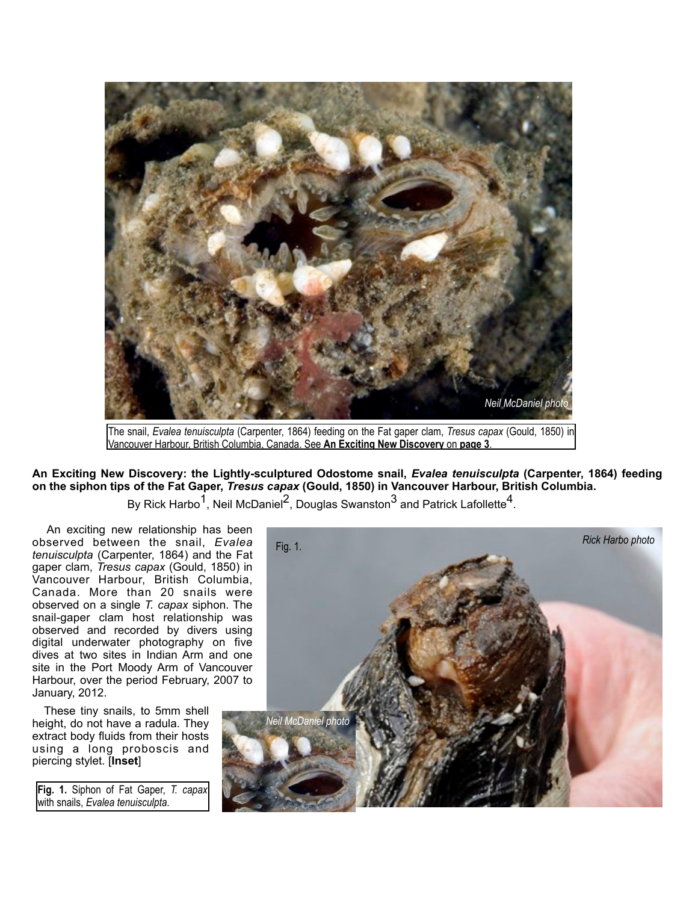The snail, *Evalea tenuisculpta* (Carpenter, 1864) feeding on the Fat gaper clam, *Tresus capax* (Gould, 1850) in Vancouver Harbour, British Columbia, Canada. See **An Exciting New Discovery** on **page 3**.

## An Exciting New Discovery: the Lightly-sculptured Odostome snail, *Evalea tenuisculpta* (Carpenter, 1864) feeding on the siphon tips of the Fat Gaper, *Tresus capax* (Gould, 1850) in Vancouver Harbour, British Columbia.

By Rick Harbo[1], Neil McDaniel[2], Douglas Swanston[3] and Patrick Lafollette[4].

An exciting new relationship has been observed between the snail, *Evalea tenuisculpta* (Carpenter, 1864) and the Fat gaper clam, *Tresus capax* (Gould, 1850) in Vancouver Harbour, British Columbia, Canada. More than 20 snails were observed on a single *T. capax* siphon. The snail-gaper clam host relationship was observed and recorded by divers using digital underwater photography on five dives at two sites in Indian Arm and one site in the Port Moody Arm of Vancouver Harbour, over the period February, 2007 to January, 2012.

These tiny snails, to 5mm shell height, do not have a radula. They extract body fluids from their hosts using a long proboscis and piercing stylet. [**Inset**]

**Fig. 1.** Siphon of Fat Gaper, *T. capax* with snails, *Evalea tenuisculpta*.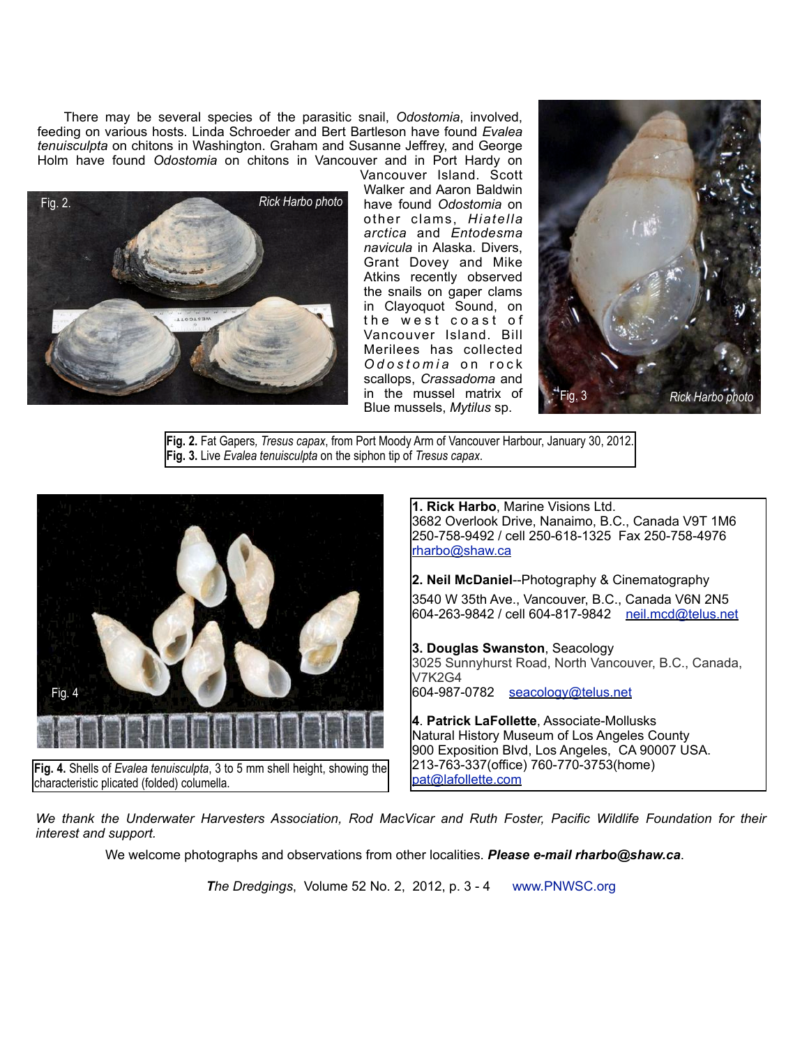There may be several species of the parasitic snail, *Odostomia*, involved, feeding on various hosts. Linda Schroeder and Bert Bartleson have found *Evalea tenuisculpta* on chitons in Washington. Graham and Susanne Jeffrey, and George Holm have found *Odostomia* on chitons in Vancouver and in Port Hardy on Vancouver Island. Scott Walker and Aaron Baldwin have found *Odostomia* on other clams, *Hiatella arctica* and *Entodesma navicula* in Alaska. Divers, Grant Dovey and Mike Atkins recently observed the snails on gaper clams in Clayoquot Sound, on the west coast of Vancouver Island. Bill Merilees has collected *Odostomia* on rock scallops, *Crassadoma* and in the mussel matrix of Blue mussels, *Mytilus* sp.

Fig. 2. *Rick Harbo photo*

Fig. 3 *Rick Harbo photo*

**Fig. 2.** Fat Gapers, *Tresus capax*, from Port Moody Arm of Vancouver Harbour, January 30, 2012.
**Fig. 3.** Live *Evalea tenuisculpta* on the siphon tip of *Tresus capax*.

Fig. 4

**Fig. 4.** Shells of *Evalea tenuisculpta*, 3 to 5 mm shell height, showing the characteristic plicated (folded) columella.

**1. Rick Harbo**, Marine Visions Ltd.
3682 Overlook Drive, Nanaimo, B.C., Canada V9T 1M6
250-758-9492 / cell 250-618-1325 Fax 250-758-4976
rharbo@shaw.ca

**2. Neil McDaniel**--Photography & Cinematography
3540 W 35th Ave., Vancouver, B.C., Canada V6N 2N5
604-263-9842 / cell 604-817-9842 neil.mcd@telus.net

**3. Douglas Swanston**, Seacology
3025 Sunnyhurst Road, North Vancouver, B.C., Canada, V7K2G4
604-987-0782 seacology@telus.net

**4**. **Patrick LaFollette**, Associate-Mollusks
Natural History Museum of Los Angeles County
900 Exposition Blvd, Los Angeles, CA 90007 USA.
213-763-337(office) 760-770-3753(home)
pat@lafollette.com

*We thank the Underwater Harvesters Association, Rod MacVicar and Ruth Foster, Pacific Wildlife Foundation for their interest and support.*

We welcome photographs and observations from other localities. ***Please e-mail rharbo@shaw.ca***.